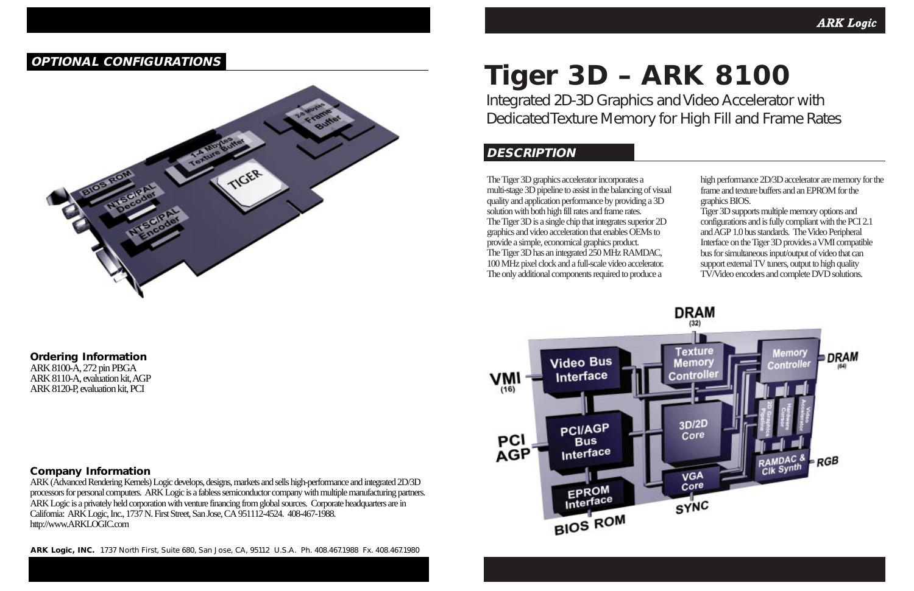## OPTIONAL CONFIGURATIONS

### Ordering Information

ARK 8100-A, 272 pin PBGA
ARK 8110-A, evaluation kit, AGP
ARK 8120-P, evaluation kit, PCI

### Company Information

ARK (Advanced Rendering Kernels) Logic develops, designs, markets and sells high-performance and integrated 2D/3D processors for personal computers. ARK Logic is a fabless semiconductor company with multiple manufacturing partners. ARK Logic is a privately held corporation with venture financing from global sources. Corporate headquarters are in California: ARK Logic, Inc., 1737 N. First Street, San Jose, CA 951112-4524. 408-467-1988. http://www.ARKLOGIC.com

**ARK Logic, INC.** 1737 North First, Suite 680, San Jose, CA, 95112 U.S.A. Ph. 408.467.1988 Fx. 408.467.1980

# Tiger 3D – ARK 8100

Integrated 2D-3D Graphics and Video Accelerator with Dedicated Texture Memory for High Fill and Frame Rates

## DESCRIPTION

The Tiger 3D graphics accelerator incorporates a multi-stage 3D pipeline to assist in the balancing of visual quality and application performance by providing a 3D solution with both high fill rates and frame rates.
The Tiger 3D is a single chip that integrates superior 2D graphics and video acceleration that enables OEMs to provide a simple, economical graphics product.
The Tiger 3D has an integrated 250 MHz RAMDAC, 100 MHz pixel clock and a full-scale video accelerator. The only additional components required to produce a high performance 2D/3D accelerator are memory for the frame and texture buffers and an EPROM for the graphics BIOS.
Tiger 3D supports multiple memory options and configurations and is fully compliant with the PCI 2.1 and AGP 1.0 bus standards. The Video Peripheral Interface on the Tiger 3D provides a VMI compatible bus for simultaneous input/output of video that can support external TV tuners, output to high quality TV/Video encoders and complete DVD solutions.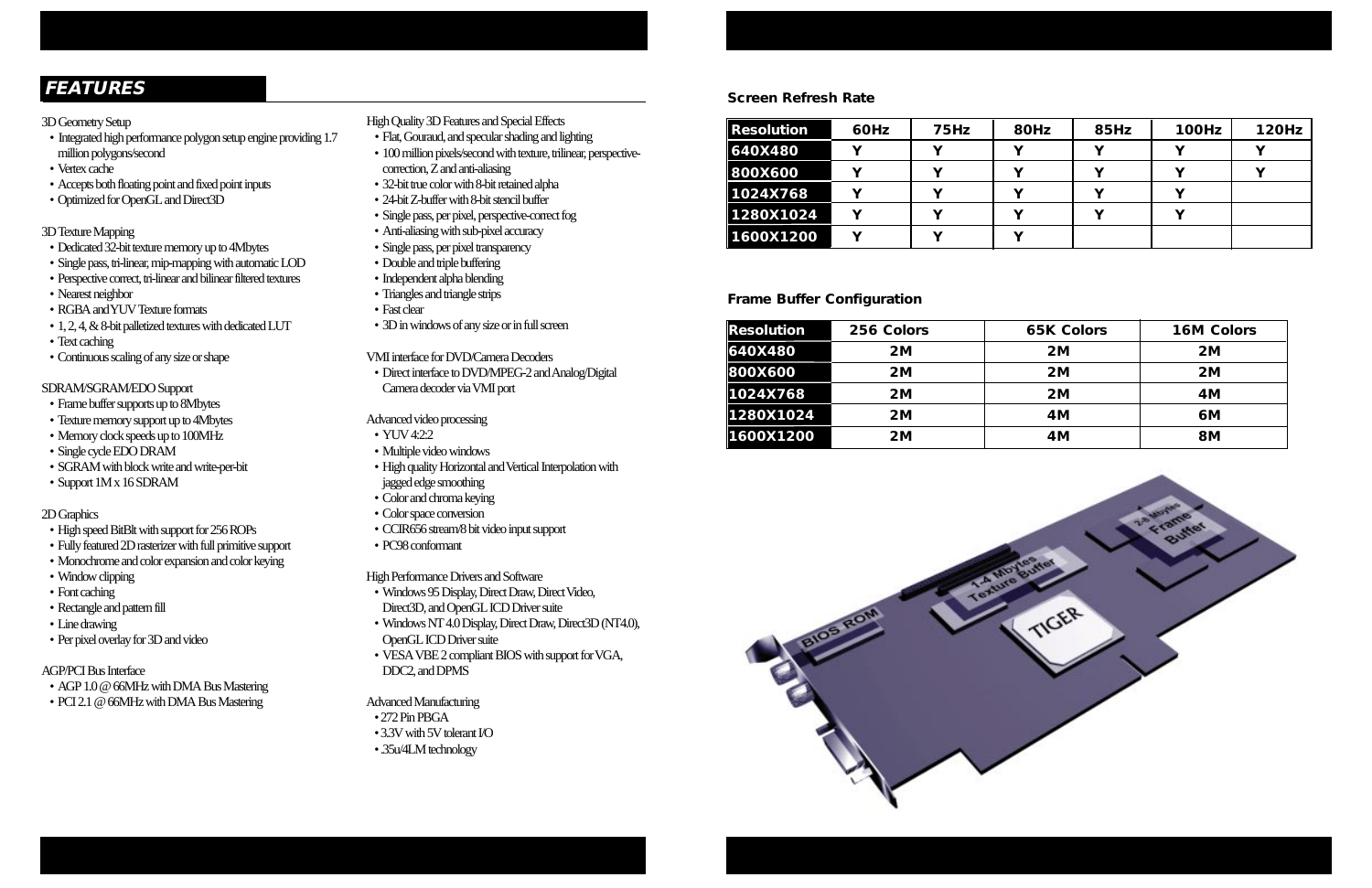## FEATURES

3D Geometry Setup

- Integrated high performance polygon setup engine providing 1.7 million polygons/second
- Vertex cache
- Accepts both floating point and fixed point inputs
- Optimized for OpenGL and Direct3D

3D Texture Mapping

- Dedicated 32-bit texture memory up to 4Mbytes
- Single pass, tri-linear, mip-mapping with automatic LOD
- Perspective correct, tri-linear and bilinear filtered textures
- Nearest neighbor
- RGBA and YUV Texture formats
- 1, 2, 4, & 8-bit palletized textures with dedicated LUT
- Text caching
- Continuous scaling of any size or shape

SDRAM/SGRAM/EDO Support

- Frame buffer supports up to 8Mbytes
- Texture memory support up to 4Mbytes
- Memory clock speeds up to 100MHz
- Single cycle EDO DRAM
- SGRAM with block write and write-per-bit
- Support 1M x 16 SDRAM

2D Graphics

- High speed BitBlt with support for 256 ROPs
- Fully featured 2D rasterizer with full primitive support
- Monochrome and color expansion and color keying
- Window clipping
- Font caching
- Rectangle and pattern fill
- Line drawing
- Per pixel overlay for 3D and video

AGP/PCI Bus Interface

- AGP 1.0 @ 66MHz with DMA Bus Mastering
- PCI 2.1 @ 66MHz with DMA Bus Mastering

High Quality 3D Features and Special Effects

- Flat, Gouraud, and specular shading and lighting
- 100 million pixels/second with texture, trilinear, perspective-correction, Z and anti-aliasing
- 32-bit true color with 8-bit retained alpha
- 24-bit Z-buffer with 8-bit stencil buffer
- Single pass, per pixel, perspective-correct fog
- Anti-aliasing with sub-pixel accuracy
- Single pass, per pixel transparency
- Double and triple buffering
- Independent alpha blending
- Triangles and triangle strips
- Fast clear
- 3D in windows of any size or in full screen

VMI interface for DVD/Camera Decoders

- Direct interface to DVD/MPEG-2 and Analog/Digital Camera decoder via VMI port

Advanced video processing

- YUV 4:2:2
- Multiple video windows
- High quality Horizontal and Vertical Interpolation with jagged edge smoothing
- Color and chroma keying
- Color space conversion
- CCIR656 stream/8 bit video input support
- PC98 conformant

High Performance Drivers and Software

- Windows 95 Display, Direct Draw, Direct Video, Direct3D, and OpenGL ICD Driver suite
- Windows NT 4.0 Display, Direct Draw, Direct3D (NT4.0), OpenGL ICD Driver suite
- VESA VBE 2 compliant BIOS with support for VGA, DDC2, and DPMS

Advanced Manufacturing

- 272 Pin PBGA
- 3.3V with 5V tolerant I/O
- .35u/4LM technology

### Screen Refresh Rate

| Resolution | 60Hz | 75Hz | 80Hz | 85Hz | 100Hz | 120Hz |
|---|---|---|---|---|---|---|
| 640X480 | Y | Y | Y | Y | Y | Y |
| 800X600 | Y | Y | Y | Y | Y | Y |
| 1024X768 | Y | Y | Y | Y | Y | |
| 1280X1024 | Y | Y | Y | Y | Y | |
| 1600X1200 | Y | Y | Y | | | |

### Frame Buffer Configuration

| Resolution | 256 Colors | 65K Colors | 16M Colors |
|---|---|---|---|
| 640X480 | 2M | 2M | 2M |
| 800X600 | 2M | 2M | 2M |
| 1024X768 | 2M | 2M | 4M |
| 1280X1024 | 2M | 4M | 6M |
| 1600X1200 | 2M | 4M | 8M |

BIOS ROM

1-4 Mbytes Texture Buffer

TIGER

2-8 Mbytes Frame Buffer